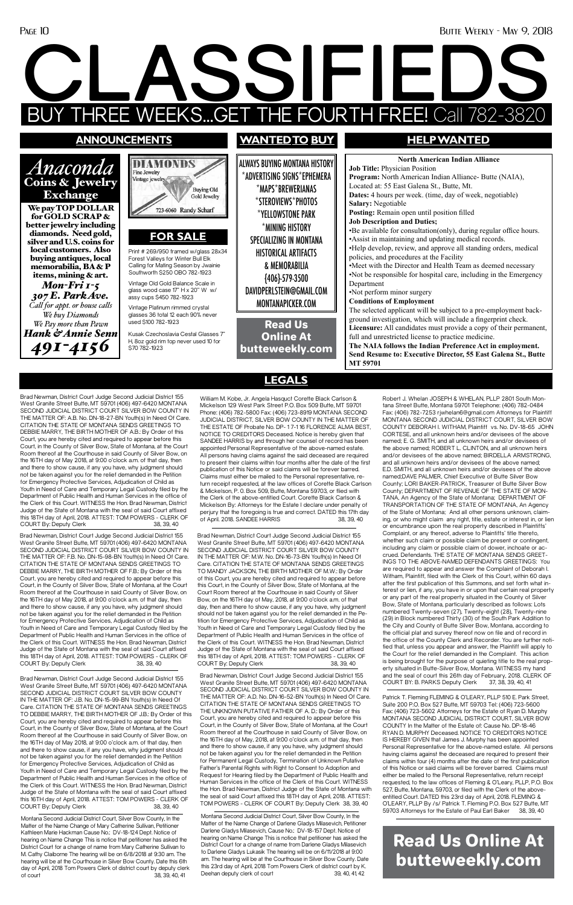# CLASSIFIEDS

## BUY THREE WEEKS...GET THE FOURTH FREE! Call 782-3820

## ANNOUNCEMENTS

*Anaconda*
**Coins & Jewelry Exchange**

**We pay TOP DOLLAR for GOLD SCRAP & better jewelry including diamonds. Need gold, silver and U.S. coins for local customers. Also buying antiques, local memorabilia, BA & P items, mining & art.**

***Mon-Fri 1-5***
***307 E. Park Ave.***
*Call for appt. or house calls*
*We buy Diamonds*
*We Pay more than Pawn*
***Hank & Annie Senn***
***491-4156***

DIAMONDS
Fine Jewelry
Vintage jewelry
Buying Old Gold Jewelry
723-6060 Randy Scharf

## FOR SALE

Print # 269/950 framed w/glass 28x34 Forest Valleys for Winter Bull Elk Calling for Mating Season by Jwainie Southworth $250 OBO 782-1923

Vintage Old Gold Balance Scale in glass wood case 17" H x 20" W w/ assy cups $450 782-1923

Vintage Platinum rimmed crystal glasses 36 total 12 each 90% never used $100 782-1923

Kusak Czechoslavia Cestal Glasses 7" H, 8oz gold rim top never used 10 for $70 782-1923

## WANTED TO BUY

ALWAYS BUYING MONTANA HISTORY
*ADVERTISING SIGNS*EPHEMERA
*MAPS*BREWERIANAS
*STEROVIEWS*PHOTOS
*YELLOWSTONE PARK
*MINING HISTORY
SPECIALIZING IN MONTANA
HISTORICAL ARTIFACTS
& MEMORABILIA
(406)-579-3500
DAVIDPERLSTEIN@GMAIL.COM
MONTANAPICKER.COM

**Read Us Online At butteweekly.com**

## HELP WANTED

**North American Indian Alliance**
**Job Title:** Physician Position
**Program:** North American Indian Alliance- Butte (NAIA), Located at: 55 East Galena St., Butte, Mt.
**Dates:** 4 hours per week. (time, day of week, negotiable)
**Salary:** Negotiable
**Posting:** Remain open until position filled
**Job Description and Duties;**
•Be available for consultation(only), during regular office hours.
•Assist in maintaining and updating medical records.
•Help develop, review, and approve all standing orders, medical policies, and procedures at the Facility
•Meet with the Director and Health Team as deemed necessary
•Not be responsible for hospital care, including in the Emergency Department
•Not perform minor surgery
**Conditions of Employment**
The selected applicant will be subject to a pre-employment background investigation, which will include a fingerprint check.
**Licensure:** All candidates must provide a copy of their permanent, full and unrestricted license to practice medicine.
**The NAIA follows the Indian Preference Act in employment. Send Resume to: Executive Director, 55 East Galena St., Butte MT 59701**

## LEGALS

Brad Newman, District Court Judge Second Judicial District 155 West Granite Street Butte, MT 59701 (406) 497-6420 MONTANA SECOND JUDICIAL DISTRICT COURT SILVER BOW COUNTY IN THE MATTER OF: A.B. No. DN-18-27-BN Youth(s) In Need Of Care. CITATION THE STATE OF MONTANA SENDS GREETINGS TO DEBBIE MARRY, THE BIRTH MOTHER OF A.B.: By Order of this Court, you are hereby cited and required to appear before this Court, in the County of Silver Bow, State of Montana, at the Court Room thereof at the Courthouse in said County of Silver Bow, on the 16TH day of May 2018, at 9:00 o'clock a.m. of that day, then and there to show cause, if any you have, why judgment should not be taken against you for the relief demanded in the Petition for Emergency Protective Services, Adjudication of Child as Youth in Need of Care and Temporary Legal Custody filed by the Department of Public Health and Human Services in the office of the Clerk of this Court. WITNESS the Hon. Brad Newman, District Judge of the State of Montana with the seal of said Court affixed this 18TH day of April, 2018. ATTEST: TOM POWERS - CLERK OF COURT By: Deputy Clerk 38, 39, 40

Brad Newman, District Court Judge Second Judicial District 155 West Granite Street Butte, MT 59701 (406) 497-6420 MONTANA SECOND JUDICIAL DISTRICT COURT SILVER BOW COUNTY IN THE MATTER OF: F.B. No. DN-15-98-BN Youth(s) In Need Of Care. CITATION THE STATE OF MONTANA SENDS GREETINGS TO DEBBIE MARRY, THE BIRTH MOTHER OF F.B.: By Order of this Court, you are hereby cited and required to appear before this Court, in the County of Silver Bow, State of Montana, at the Court Room thereof at the Courthouse in said County of Silver Bow, on the 16TH day of May 2018, at 9:00 o'clock a.m. of that day, then and there to show cause, if any you have, why judgment should not be taken against you for the relief demanded in the Petition for Emergency Protective Services, Adjudication of Child as Youth in Need of Care and Temporary Legal Custody filed by the Department of Public Health and Human Services in the office of the Clerk of this Court. WITNESS the Hon. Brad Newman, District Judge of the State of Montana with the seal of said Court affixed this 18TH day of April, 2018. ATTEST: TOM POWERS - CLERK OF COURT By: Deputy Clerk 38, 39, 40

Brad Newman, District Court Judge Second Judicial District 155 West Granite Street Butte, MT 59701 (406) 497-6420 MONTANA SECOND JUDICIAL DISTRICT COURT SILVER BOW COUNTY IN THE MATTER OF: J.B. No. DN-15-99-BN Youth(s) In Need Of Care. CITATION THE STATE OF MONTANA SENDS GREETINGS TO DEBBIE MARRY, THE BIRTH MOTHER OF J.B.: By Order of this Court, you are hereby cited and required to appear before this Court, in the County of Silver Bow, State of Montana, at the Court Room thereof at the Courthouse in said County of Silver Bow, on the 16TH day of May 2018, at 9:00 o'clock a.m. of that day, then and there to show cause, if any you have, why judgment should not be taken against you for the relief demanded in the Petition for Emergency Protective Services, Adjudication of Child as Youth in Need of Care and Temporary Legal Custody filed by the Department of Public Health and Human Services in the office of the Clerk of this Court. WITNESS the Hon. Brad Newman, District Judge of the State of Montana with the seal of said Court affixed this 16TH day of April, 2018. ATTEST: TOM POWERS - CLERK OF COURT By: Deputy Clerk 38, 39, 40

Montana Second Judicial District Court, Silver Bow County, In the Matter of the Name Change of Mary Catherine Sullivan, Petitioner Kathleen Marie Hackman Cause No.: DV-18-124 Dept. Notice of hearing on Name Change This is notice that petitioner has asked the District Court for a change of name from Mary Catherine Sullivan to M. Cathy Claiborne The hearing will be on 6/8/2018 at 9:30 am. The hearing will be at the Courthouse in Silver Bow County. Date this 6th day of April, 2018 Tom Powers Clerk of district court by deputy clerk of court 38, 39, 40, 41

William M. Kobe, Jr. Angela Hasquct Corette Black Carlson & Mickelson 129 West Park Street P.O. Box 509 Butte, MT 59701 Phone: (406) 782-5800 Fax: (406) 723-8919 MONTANA SECOND JUDICIAL DISTRICT, SILVER BOW COUNTY IN THE MATTER OF THE ESTATE OF Probate No. DP- 17-116 FLORENCE ALMA BEST, NOTICE TO CREDITORS Deceased. Notice is hereby given that SANDEE HARRIS by and through her counsel of record has been appointed Personal Representative of the above-named estate. All persons having claims against the said deceased are required to present their claims within four months after the date of the first publication of this Notice or said claims will be forever barred. Claims must either be mailed to the Personal representative, return receipt requested, at the law offices of Corette Black Carlson & Mickelson, P. 0. Box 509, Butte, Montana 59703, or filed with the Clerk of the above-entitled Court. Corette Black Carlson & Mickelson By: Attorneys for the Estate I declare under penalty of perjury that the foregoing is true and correct. DATED this 17th day of April. 2018. SANDEE HARRIS 38, 39, 40

Brad Newman, District Court Judge Second Judicial District 155 West Granite Street Butte, MT 59701 (406) 497-6420 MONTANA SECOND JUDICIAL DISTRICT COURT SILVER BOW COUNTY IN THE MATTER OF: M.W. No. DN-16-73-BN Youth(s) In Need Of Care. CITATION THE STATE OF MONTANA SENDS GREETINGS TO MANDY JACKSON, THE BIRTH MOTHER OF M.W.: By Order of this Court, you are hereby cited and required to appear before this Court, in the County of Silver Bow, State of Montana, at the Court Room thereof at the Courthouse in said County of Silver Bow, on the 16TH day of May, 2018, at 9:00 o'clock a.m. of that day, then and there to show cause, if any you have, why judgment should not be taken against you for the relief demanded in the Petition for Emergency Protective Services, Adjudication of Child as Youth in Need of Care and Temporary Legal Custody filed by the Department of Public Health and Human Services in the office of the Clerk of this Court. WITNESS the Hon. Brad Newman, District Judge of the State of Montana with the seal of said Court affixed this 18TH day of April, 2018. ATTEST: TOM POWERS - CLERK OF COURT By: Deputy Clerk 38, 39, 40

Brad Newman, District Court Judge Second Judicial District 155 West Granite Street Butte, MT 59701 (406) 497-6420 MONTANA SECOND JUDICIAL DISTRICT COURT SILVER BOW COUNTY IN THE MATTER OF: A.D. No. DN-16-52-BN Youth(s) In Need Of Care. CITATION THE STATE OF MONTANA SENDS GREETINGS TO THE UNKNOWN PUTATIVE FATHER OF A. D.: By Order of this Court, you are hereby cited and required to appear before this Court, in the County of Silver Bow, State of Montana, at the Court Room thereof at the Courthouse in said County of Silver Bow, on the 16TH day of May, 2018, at 9:00 o'clock a.m. of that day, and there to show cause, if any you have, why judgment should not be taken against you for the relief demanded in the Petition for Permanent Legal Custody, Termination of Unknown Putative Father's Parental Rights with Right to Consent to Adoption and Request for Hearing filed by the Department of Public Health and Human Services in the office of the Clerk of this Court. WITNESS the Hon. Brad Newman, District Judge of the State of Montana with the seal of said Court affixed this 18TH day of April, 2018. ATTEST: TOM POWERS - CLERK OF COURT By: Deputy Clerk 38, 39, 40

Montana Second Judicial District Court, Silver Bow County, In the Matter of the Name Change of Darlene Gladys Milasevich, Petitioner Darlene Gladys Milasevich, Cause No.: DV-18-157 Dept. Notice of hearing on Name Change This is notice that petitioner has asked the District Court for a change of name from Darlene Gladys Milasevich to Darlene Gladys Lukasik The hearing will be on 6/11/2018 at 9:00 am. The hearing will be at the Courthouse in Silver Bow County. Date this 23rd day of April, 2018 Tom Powers Clerk of district court by K. Deehan deputy clerk of court 39, 40, 41, 42

Robert J. Whelan JOSEPH & WHELAN, PLLP 2801 South Montana Street Butte, Montana 59701 Telephone: (406) 782-0484 Fax: (406) 782-7253 rjwhelan6@gmail.com Attorneys for Plaintiff MONTANA SECOND JUDICIAL DISTRICT COURT, SILVER BOW COUNTY DEBORAH I. WITHAM, Plaintiff vs. No. DV-18-65 JOHN CORTESE, and all unknown heirs and/or devisees of the above named; E. G. SMITH, and all unknown heirs and/or devisees of the above named; ROBERT L. CLINTON, and all unknown heirs and/or devisees of the above named; BIRDELLA ARMSTRONG, and all unknown heirs and/or devisees of the above named; E.D. SMITH, and all unknown heirs and/or devisees of the above named;DAVE PALMER, Chief Executive of Butte Silver Bow County; LORI BAKER-PATRICK, Treasurer of Butte Silver Bow County; DEPARTMENT OF REVENUE OF THE STATE OF MONTANA, An Agency of the State of Montana; DEPARTMENT OF TRANSPORTATION OF THE STATE OF MONTANA, An Agency of the State of Montana; And all other persons unknown, claiming, or who might claim any right, title, estate or interest in, or lien or encumbrance upon the real property described in Plaintiffs' Complaint, or any thereof, adverse to Plaintiffs' title thereto, whether such claim or possible claim be present or contingent, including any claim or possible claim of dower, inchoate or accrued. Defendants. THE STATE OF MONTANA SENDS GREETINGS TO THE ABOVE-NAMED DEFENDANTS GREETINGS: You are required to appear and answer the Complaint of Deborah I. Witham, Plaintiff, filed with the Clerk of this Court, within 60 days after the first publication of this Summons, and set forth what interest or lien, if any, you have in or upon that certain real property or any part of the real property situated in the County of Silver Bow, State of Montana, particularly described as follows: Lots numbered Twenty-seven (27), Twenty-eight (28), Twenty-nine (29) in Block numbered Thirty (30) of the South Park Addition to the City and County of Butte Silver Bow, Montana, according to the official plat and survey thereof now on file and of record in the office of the County Clerk and Recorder. You are further notified that, unless you appear and answer, the Plaintiff will apply to the Court for the relief demanded in the Complaint. This action is being brought for the purpose of quieting title to the real property situated in Butte-Silver Bow, Montana. WITNESS my hand and the seal of court this 26th day of February, 2018. CLERK OF COURT BY: B. PARKS Deputy Clerk 37, 38, 39, 40, 41

Patrick T. Fleming FLEMING & O'LEARY, PLLP 510 E. Park Street, Suite 200 P.O. Box 527 Butte, MT 59703 Tel: (406) 723-5600 Fax: (406) 723-5602 Attorneys for the Estate of Ryan D. Murphy MONTANA SECOND JUDICIAL DISTRICT COURT, SILVER BOW COUNTY In the Matter of the Estate of: Cause No. DP-18-46 RYAN D. MURPHY Deceased. NOTICE TO CREDITORS NOTICE IS HEREBY GIVEN that James J. Murphy has been appointed Personal Representative for the above-named estate. All persons having claims against the deceased are required to present their claims within four (4) months after the date of the first publication of this Notice or said claims will be forever barred. Claims must either be mailed to the Personal Representative, return receipt requested, to the law offices of Fleming & O'Leary, PLLP, P.O. Box 527, Butte, Montana, 59703, or filed with the Clerk of the above-entitled Court. DATED this 23rd day of April, 2018. FLEMING & O'LEARY, PLLP By /s/ Patrick T. Fleming P.O. Box 527 Butte, MT 59703 Attorneys for the Estate of Paul Earl Baker 38, 39, 40

**Read Us Online At butteweekly.com**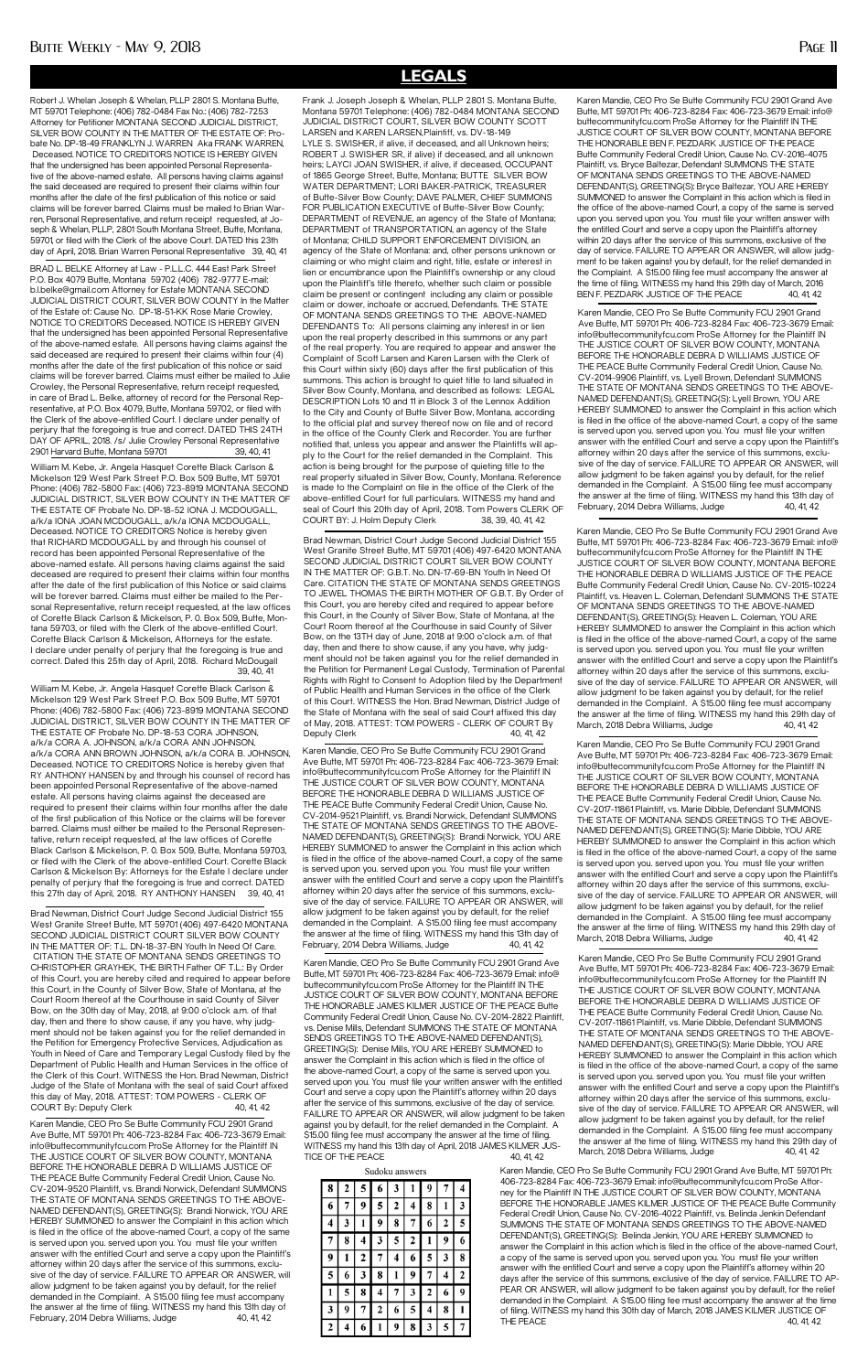# LEGALS

Robert J. Whelan Joseph & Whelan, PLLP 2801 S. Montana Butte, MT 59701 Telephone: (406) 782-0484 Fax No.: (406) 782-7253 Attorney for Petitioner MONTANA SECOND JUDICIAL DISTRICT, SILVER BOW COUNTY IN THE MATTER OF THE ESTATE OF: Probate No. DP-18-49 FRANKLYN J. WARREN Aka FRANK WARREN, Deceased. NOTICE TO CREDITORS NOTICE IS HEREBY GIVEN that the undersigned has been appointed Personal Representative of the above-named estate. All persons having claims against the said deceased are required to present their claims within four months after the date of the first publication of this notice or said claims will be forever barred. Claims must be mailed to Brian Warren, Personal Representative, and return receipt requested, at Joseph & Whelan, PLLP, 2801 South Montana Street, Butte, Montana, 59701 or filed with the Clerk of the above Court. DATED this 23th day of April, 2018. Brian Warren Personal Representative 39, 40, 41

BRAD L. BELKE Attorney at Law - P.L.L.C. 444 East Park Street P.O. Box 4079 Butte, Montana 59702 (406) 782-9777 E-mail: b.l.belke@gmail.com Attorney for Estate MONTANA SECOND JUDICIAL DISTRICT COURT, SILVER BOW COUNTY In the Matter of the Estate of: Cause No. DP-18-51-KK Rose Marie Crowley, NOTICE TO CREDITORS Deceased. NOTICE IS HEREBY GIVEN that the undersigned has been appointed Personal Representative of the above-named estate. All persons having claims against the said deceased are required to present their claims within four (4) months after the date of the first publication of this notice or said claims will be forever barred. Claims must either be mailed to Julie Crowley, the Personal Representative, return receipt requested, in care of Brad L. Belke, attorney of record for the Personal Representative, at P.O. Box 4079, Butte, Montana 59702, or filed with the Clerk of the above-entitled Court. I declare under penalty of perjury that the foregoing is true and correct. DATED THIS 24TH DAY OF APRIL, 2018. /s/ Julie Crowley Personal Representative 2901 Harvard Butte, Montana 59701 39, 40, 41

William M. Kebe, Jr. Angela Hasquet Corette Black Carlson & Mickelson 129 West Park Street P.O. Box 509 Butte, MT 59701 Phone: (406) 782-5800 Fax: (406) 723-8919 MONTANA SECOND JUDICIAL DISTRICT, SILVER BOW COUNTY IN THE MATTER OF THE ESTATE OF Probate No. DP-18-52 IONA J. MCDOUGALL, a/k/a IONA JOAN MCDOUGALL, a/k/a IONA MCDOUGALL, Deceased. NOTICE TO CREDITORS Notice is hereby given that RICHARD MCDOUGALL by and through his counsel of record has been appointed Personal Representative of the above-named estate. All persons having claims against the said deceased are required to present their claims within four months after the date of the first publication of this Notice or said claims will be forever barred. Claims must either be mailed to the Personal Representative, return receipt requested, at the law offices of Corette Black Carlson & Mickelson, P. O. Box 509, Butte, Montana 59703, or filed with the Clerk of the above-entitled Court. Corette Black Carlson & Mickelson, Attorneys for the estate. I declare under penalty of perjury that the foregoing is true and correct. Dated this 25th day of April, 2018. Richard McDougall 39, 40, 41

William M. Kebe, Jr. Angela Hasquet Corette Black Carlson & Mickelson 129 West Park Street P.O. Box 509 Butte, MT 59701 Phone: (406) 782-5800 Fax: (406) 723-8919 MONTANA SECOND JUDICIAL DISTRICT, SILVER BOW COUNTY IN THE MATTER OF THE ESTATE OF Probate No. DP-18-53 CORA JOHNSON, a/k/a CORA A. JOHNSON, a/k/a CORA ANN JOHNSON, a/k/a CORA ANN BROWN JOHNSON, a/k/a CORA B. JOHNSON, Deceased. NOTICE TO CREDITORS Notice is hereby given that RY ANTHONY HANSEN by and through his counsel of record has been appointed Personal Representative of the above-named estate. All persons having claims against the deceased are required to present their claims within four months after the date of the first publication of this Notice or the claims will be forever barred. Claims must either be mailed to the Personal Representative, return receipt requested, at the law offices of Corette Black Carlson & Mickelson, P. O. Box 509, Butte, Montana 59703, or filed with the Clerk of the above-entitled Court. Corette Black Carlson & Mickelson By: Attorneys for the Estate I declare under penalty of perjury that the foregoing is true and correct. Dated this 27th day of April, 2018. RY ANTHONY HANSEN 39, 40, 41

Brad Newman, District Court Judge Second Judicial District 155 West Granite Street Butte, MT 59701 (406) 497-6420 MONTANA SECOND JUDICIAL DISTRICT COURT SILVER BOW COUNTY IN THE MATTER OF: T.L. DN-18-37-BN Youth In Need Of Care. CITATION THE STATE OF MONTANA SENDS GREETINGS TO CHRISTOPHER GRAYHEK, THE BIRTH Father OF T.L.: By Order of this Court, you are hereby cited and required to appear before this Court, in the County of Silver Bow, State of Montana, at the Court Room thereof at the Courthouse in said County of Silver Bow, on the 30th day of May, 2018, at 9:00 o'clock a.m. of that day, then and there to show cause, if any you have, why judgment should not be taken against you for the relief demanded in the Petition for Emergency Protective Services, Adjudication as Youth in Need of Care and Temporary Legal Custody filed by the Department of Public Health and Human Services in the office of the Clerk of this Court. WITNESS the Hon. Brad Newman, District Judge of the State of Montana with the seal of said Court affixed this day of May, 2018. ATTEST: TOM POWERS - CLERK OF COURT By: Deputy Clerk 40, 41, 42

Karen Mandie, CEO Pro Se Butte Community FCU 2901 Grand Ave Butte, MT 59701 Ph: 406-723-8284 Fax: 406-723-3679 Email: info@buttecommunityfcu.com ProSe Attorney for the Plaintiff IN THE JUSTICE COURT OF SILVER BOW COUNTY, MONTANA BEFORE THE HONORABLE DEBRA D WILLIAMS JUSTICE OF THE PEACE Butte Community Federal Credit Union, Cause No. CV-2014-9520 Plaintiff, vs. Brandi Norwick, Defendant SUMMONS THE STATE OF MONTANA SENDS GREETINGS TO THE ABOVE-NAMED DEFENDANT(S), GREETING(S): Brandi Norwick, YOU ARE HEREBY SUMMONED to answer the Complaint in this action which is filed in the office of the above-named Court, a copy of the same is served upon you. served upon you. You must file your written answer with the entitled Court and serve a copy upon the Plaintiff's attorney within 20 days after the service of this summons, exclusive of the day of service. FAILURE TO APPEAR OR ANSWER, will allow judgment to be taken against you by default, for the relief demanded in the Complaint. A $15.00 filing fee must accompany the answer at the time of filing. WITNESS my hand this 13th day of February, 2014 Debra Williams, Judge 40, 41, 42

Frank J. Joseph Joseph & Whelan, PLLP 2801 S. Montana Butte, Montana 59701 Telephone: (406) 782-0484 MONTANA SECOND JUDICIAL DISTRICT COURT, SILVER BOW COUNTY SCOTT LARSEN and KAREN LARSEN,Plaintiff, vs. DV-18-149 LYLE S. SWISHER, if alive, if deceased, and all Unknown heirs; ROBERT J. SWISHER SR, if alive) if deceased, and all unknown heirs; LAYCI JOAN SWISHER, if alive, if deceased, OCCUPANT of 1865 George Street, Butte, Montana; BUTTE SILVER BOW WATER DEPARTMENT; LORI BAKER-PATRICK, TREASURER of Butte-Silver Bow County; DAVE PALMER, CHIEF SUMMONS FOR PUBLICATION EXECUTIVE of Butte-Silver Bow County; DEPARTMENT of REVENUE, an agency of the State of Montana; DEPARTMENT of TRANSPORTATION, an agency of the State of Montana; CHILD SUPPORT ENFORCEMENT DIVISION, an agency of the State of Montana: and, other persons unknown or claiming or who might claim and right, title, estate or interest in lien or encumbrance upon the Plaintiff's ownership or any cloud upon the Plaintiff's title thereto, whether such claim or possible claim be present or contingent including any claim or possible claim or dower, inchoate or accrued, Defendants. THE STATE OF MONTANA SENDS GREETINGS TO THE ABOVE-NAMED DEFENDANTS To: All persons claiming any interest in or lien upon the real property described in this summons or any part of the real property. You are required to appear and answer the Complaint of Scott Larsen and Karen Larsen with the Clerk of this Court within sixty (60) days after the first publication of this summons. This action is brought to quiet title to land situated in Silver Bow County, Montana, and described as follows: LEGAL DESCRIPTION Lots 10 and 11 in Block 3 of the Lennox Addition to the City and County of Butte Silver Bow, Montana, according to the official plat and survey thereof now on file and of record in the office of the County Clerk and Recorder. You are further notified that, unless you appear and answer the Plaintiffs will apply to the Court for the relief demanded in the Complaint. This action is being brought for the purpose of quieting title to the real property situated in Silver Bow, County, Montana. Reference is made to the Complaint on file in the office of the Clerk of the above-entitled Court for full particulars. WITNESS my hand and seal of Court this 20th day of April, 2018. Tom Powers CLERK OF COURT BY: J. Holm Deputy Clerk 38, 39, 40, 41, 42

Brad Newman, District Court Judge Second Judicial District 155 West Granite Street Butte, MT 59701 (406) 497-6420 MONTANA SECOND JUDICIAL DISTRICT COURT SILVER BOW COUNTY IN THE MATTER OF: G.B.T. No. DN-17-69-BN Youth In Need Of Care. CITATION THE STATE OF MONTANA SENDS GREETINGS TO JEWEL THOMAS THE BIRTH MOTHER OF G.B.T. By Order of this Court, you are hereby cited and required to appear before this Court, in the County of Silver Bow, State of Montana, at the Court Room thereof at the Courthouse in said County of Silver Bow, on the 13TH day of June, 2018 at 9:00 o'clock a.m. of that day, then and there to show cause, if any you have, why judgment should not be taken against you for the relief demanded in the Petition for Permanent Legal Custody, Termination of Parental Rights with Right to Consent to Adoption filed by the Department of Public Health and Human Services in the office of the Clerk of this Court. WITNESS the Hon. Brad Newman, District Judge of the State of Montana with the seal of said Court affixed this day of May, 2018. ATTEST: TOM POWERS - CLERK OF COURT By Deputy Clerk 40, 41, 42

Karen Mandie, CEO Pro Se Butte Community FCU 2901 Grand Ave Butte, MT 59701 Ph: 406-723-8284 Fax: 406-723-3679 Email: info@buttecommunityfcu.com ProSe Attorney for the Plaintiff IN THE JUSTICE COURT OF SILVER BOW COUNTY, MONTANA BEFORE THE HONORABLE DEBRA D WILLIAMS JUSTICE OF THE PEACE Butte Community Federal Credit Union, Cause No. CV-2014-9521 Plaintiff, vs. Brandi Norwick, Defendant SUMMONS THE STATE OF MONTANA SENDS GREETINGS TO THE ABOVE-NAMED DEFENDANT(S), GREETING(S): Brandi Norwick, YOU ARE HEREBY SUMMONED to answer the Complaint in this action which is filed in the office of the above-named Court, a copy of the same is served upon you. served upon you. You must file your written answer with the entitled Court and serve a copy upon the Plaintiff's attorney within 20 days after the service of this summons, exclusive of the day of service. FAILURE TO APPEAR OR ANSWER, will allow judgment to be taken against you by default, for the relief demanded in the Complaint. A $15.00 filing fee must accompany the answer at the time of filing. WITNESS my hand this 13th day of February, 2014 Debra Williams, Judge 40, 41, 42

Karen Mandie, CEO Pro Se Butte Community FCU 2901 Grand Ave Butte, MT 59701 Ph: 406-723-8284 Fax: 406-723-3679 Email: info@buttecommunityfcu.com ProSe Attorney for the Plaintiff IN THE JUSTICE COURT OF SILVER BOW COUNTY, MONTANA BEFORE THE HONORABLE JAMES KILMER JUSTICE OF THE PEACE Butte Community Federal Credit Union, Cause No. CV-2014-2822 Plaintiff, vs. Denise Mills, Defendant SUMMONS THE STATE OF MONTANA SENDS GREETINGS TO THE ABOVE-NAMED DEFENDANT(S), GREETING(S): Denise Mills, YOU ARE HEREBY SUMMONED to answer the Complaint in this action which is filed in the office of the above-named Court, a copy of the same is served upon you. served upon you. You must file your written answer with the entitled Court and serve a copy upon the Plaintiff's attorney within 20 days after the service of this summons, exclusive of the day of service. FAILURE TO APPEAR OR ANSWER, will allow judgment to be taken against you by default, for the relief demanded in the Complaint. A $15.00 filing fee must accompany the answer at the time of filing. WITNESS my hand this 13th day of April, 2018 JAMES KILMER JUSTICE OF THE PEACE 40, 41, 42

Sudoku answers

| | | | | | | | | |
|---|---|---|---|---|---|---|---|---|
| 8 | 2 | 5 | 6 | 3 | 1 | 9 | 7 | 4 |
| 6 | 7 | 9 | 5 | 2 | 4 | 8 | 1 | 3 |
| 4 | 3 | 1 | 9 | 8 | 7 | 6 | 2 | 5 |
| 7 | 8 | 4 | 3 | 5 | 2 | 1 | 9 | 6 |
| 9 | 1 | 2 | 7 | 4 | 6 | 5 | 3 | 8 |
| 5 | 6 | 3 | 8 | 1 | 9 | 7 | 4 | 2 |
| 1 | 5 | 8 | 4 | 7 | 3 | 2 | 6 | 9 |
| 3 | 9 | 7 | 2 | 6 | 5 | 4 | 8 | 1 |
| 2 | 4 | 6 | 1 | 9 | 8 | 3 | 5 | 7 |

Karen Mandie, CEO Pro Se Butte Community FCU 2901 Grand Ave Butte, MT 59701 Ph: 406-723-8284 Fax: 406-723-3679 Email: info@buttecommunityfcu.com ProSe Attorney for the Plaintiff IN THE JUSTICE COURT OF SILVER BOW COUNTY, MONTANA BEFORE THE HONORABLE BEN F. PEZDARK JUSTICE OF THE PEACE Butte Community Federal Credit Union, Cause No. CV-2016-4075 Plaintiff, vs. Bryce Baltezar, Defendant SUMMONS THE STATE OF MONTANA SENDS GREETINGS TO THE ABOVE-NAMED DEFENDANT(S), GREETING(S): Bryce Baltezar, YOU ARE HEREBY SUMMONED to answer the Complaint in this action which is filed in the office of the above-named Court, a copy of the same is served upon you. served upon you. You must file your written answer with the entitled Court and serve a copy upon the Plaintiff's attorney within 20 days after the service of this summons, exclusive of the day of service. FAILURE TO APPEAR OR ANSWER, will allow judgment to be taken against you by default, for the relief demanded in the Complaint. A $15.00 filing fee must accompany the answer at the time of filing. WITNESS my hand this 29th day of March, 2016 BEN F. PEZDARK JUSTICE OF THE PEACE 40, 41, 42

Karen Mandie, CEO Pro Se Butte Community FCU 2901 Grand Ave Butte, MT 59701 Ph: 406-723-8284 Fax: 406-723-3679 Email: info@buttecommunityfcu.com ProSe Attorney for the Plaintiff IN THE JUSTICE COURT OF SILVER BOW COUNTY, MONTANA BEFORE THE HONORABLE DEBRA D WILLIAMS JUSTICE OF THE PEACE Butte Community Federal Credit Union, Cause No. CV-2014-9906 Plaintiff, vs. Lyell Brown, Defendant SUMMONS THE STATE OF MONTANA SENDS GREETINGS TO THE ABOVE-NAMED DEFENDANT(S), GREETING(S): Lyell Brown, YOU ARE HEREBY SUMMONED to answer the Complaint in this action which is filed in the office of the above-named Court, a copy of the same is served upon you. served upon you. You must file your written answer with the entitled Court and serve a copy upon the Plaintiff's attorney within 20 days after the service of this summons, exclusive of the day of service. FAILURE TO APPEAR OR ANSWER, will allow judgment to be taken against you by default, for the relief demanded in the Complaint. A $15.00 filing fee must accompany the answer at the time of filing. WITNESS my hand this 13th day of February, 2014 Debra Williams, Judge 40, 41, 42

Karen Mandie, CEO Pro Se Butte Community FCU 2901 Grand Ave Butte, MT 59701 Ph: 406-723-8284 Fax: 406-723-3679 Email: info@buttecommunityfcu.com ProSe Attorney for the Plaintiff IN THE JUSTICE COURT OF SILVER BOW COUNTY, MONTANA BEFORE THE HONORABLE DEBRA D WILLIAMS JUSTICE OF THE PEACE Butte Community Federal Credit Union, Cause No. CV-2015-10224 Plaintiff, vs. Heaven L. Coleman, Defendant SUMMONS THE STATE OF MONTANA SENDS GREETINGS TO THE ABOVE-NAMED DEFENDANT(S), GREETING(S): Heaven L. Coleman, YOU ARE HEREBY SUMMONED to answer the Complaint in this action which is filed in the office of the above-named Court, a copy of the same is served upon you. served upon you. You must file your written answer with the entitled Court and serve a copy upon the Plaintiff's attorney within 20 days after the service of this summons, exclusive of the day of service. FAILURE TO APPEAR OR ANSWER, will allow judgment to be taken against you by default, for the relief demanded in the Complaint. A $15.00 filing fee must accompany the answer at the time of filing. WITNESS my hand this 29th day of March, 2018 Debra Williams, Judge 40, 41, 42

Karen Mandie, CEO Pro Se Butte Community FCU 2901 Grand Ave Butte, MT 59701 Ph: 406-723-8284 Fax: 406-723-3679 Email: info@buttecommunityfcu.com ProSe Attorney for the Plaintiff IN THE JUSTICE COURT OF SILVER BOW COUNTY, MONTANA BEFORE THE HONORABLE DEBRA D WILLIAMS JUSTICE OF THE PEACE Butte Community Federal Credit Union, Cause No. CV-2017-11861 Plaintiff, vs. Marie Dibble, Defendant SUMMONS THE STATE OF MONTANA SENDS GREETINGS TO THE ABOVE-NAMED DEFENDANT(S), GREETING(S): Marie Dibble, YOU ARE HEREBY SUMMONED to answer the Complaint in this action which is filed in the office of the above-named Court, a copy of the same is served upon you. served upon you. You must file your written answer with the entitled Court and serve a copy upon the Plaintiff's attorney within 20 days after the service of this summons, exclusive of the day of service. FAILURE TO APPEAR OR ANSWER, will allow judgment to be taken against you by default, for the relief demanded in the Complaint. A $15.00 filing fee must accompany the answer at the time of filing. WITNESS my hand this 29th day of March, 2018 Debra Williams, Judge 40, 41, 42

Karen Mandie, CEO Pro Se Butte Community FCU 2901 Grand Ave Butte, MT 59701 Ph: 406-723-8284 Fax: 406-723-3679 Email: info@buttecommunityfcu.com ProSe Attorney for the Plaintiff IN THE JUSTICE COURT OF SILVER BOW COUNTY, MONTANA BEFORE THE HONORABLE DEBRA D WILLIAMS JUSTICE OF THE PEACE Butte Community Federal Credit Union, Cause No. CV-2017-11861 Plaintiff, vs. Marie Dibble, Defendant SUMMONS THE STATE OF MONTANA SENDS GREETINGS TO THE ABOVE-NAMED DEFENDANT(S), GREETING(S): Marie Dibble, YOU ARE HEREBY SUMMONED to answer the Complaint in this action which is filed in the office of the above-named Court, a copy of the same is served upon you. served upon you. You must file your written answer with the entitled Court and serve a copy upon the Plaintiff's attorney within 20 days after the service of this summons, exclusive of the day of service. FAILURE TO APPEAR OR ANSWER, will allow judgment to be taken against you by default, for the relief demanded in the Complaint. A $15.00 filing fee must accompany the answer at the time of filing. WITNESS my hand this 29th day of March, 2018 Debra Williams, Judge 40, 41, 42

Karen Mandie, CEO Pro Se Butte Community FCU 2901 Grand Ave Butte, MT 59701 Ph: 406-723-8284 Fax: 406-723-3679 Email: info@buttecommunityfcu.com ProSe Attorney for the Plaintiff IN THE JUSTICE COURT OF SILVER BOW COUNTY, MONTANA BEFORE THE HONORABLE JAMES KILMER JUSTICE OF THE PEACE Butte Community Federal Credit Union, Cause No. CV-2016-4022 Plaintiff, vs. Belinda Jenkin Defendant SUMMONS THE STATE OF MONTANA SENDS GREETINGS TO THE ABOVE-NAMED DEFENDANT(S), GREETING(S): Belinda Jenkin, YOU ARE HEREBY SUMMONED to answer the Complaint in this action which is filed in the office of the above-named Court, a copy of the same is served upon you. served upon you. You must file your written answer with the entitled Court and serve a copy upon the Plaintiff's attorney within 20 days after the service of this summons, exclusive of the day of service. FAILURE TO APPEAR OR ANSWER, will allow judgment to be taken against you by default, for the relief demanded in the Complaint. A $15.00 filing fee must accompany the answer at the time of filing. WITNESS my hand this 30th day of March, 2018 JAMES KILMER JUSTICE OF THE PEACE 40, 41, 42